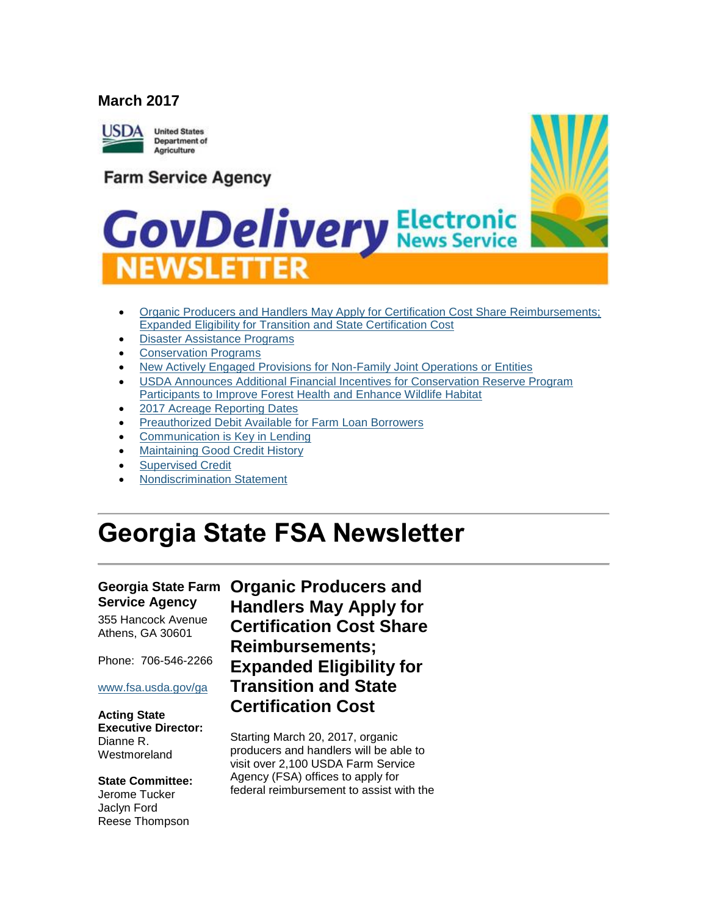**March 2017**

United States Department of Agriculture

Farm Service Agency

GovDelivery Electronic News Service NEWSLETTER

- Organic Producers and Handlers May Apply for Certification Cost Share Reimbursements; Expanded Eligibility for Transition and State Certification Cost
- Disaster Assistance Programs
- Conservation Programs
- New Actively Engaged Provisions for Non-Family Joint Operations or Entities
- USDA Announces Additional Financial Incentives for Conservation Reserve Program Participants to Improve Forest Health and Enhance Wildlife Habitat
- 2017 Acreage Reporting Dates
- Preauthorized Debit Available for Farm Loan Borrowers
- Communication is Key in Lending
- Maintaining Good Credit History
- Supervised Credit
- Nondiscrimination Statement

# Georgia State FSA Newsletter

**Georgia State Farm Service Agency**

355 Hancock Avenue
Athens, GA 30601

Phone: 706-546-2266

www.fsa.usda.gov/ga

**Acting State Executive Director:**
Dianne R. Westmoreland

**State Committee:**
Jerome Tucker
Jaclyn Ford
Reese Thompson

## Organic Producers and Handlers May Apply for Certification Cost Share Reimbursements; Expanded Eligibility for Transition and State Certification Cost

Starting March 20, 2017, organic producers and handlers will be able to visit over 2,100 USDA Farm Service Agency (FSA) offices to apply for federal reimbursement to assist with the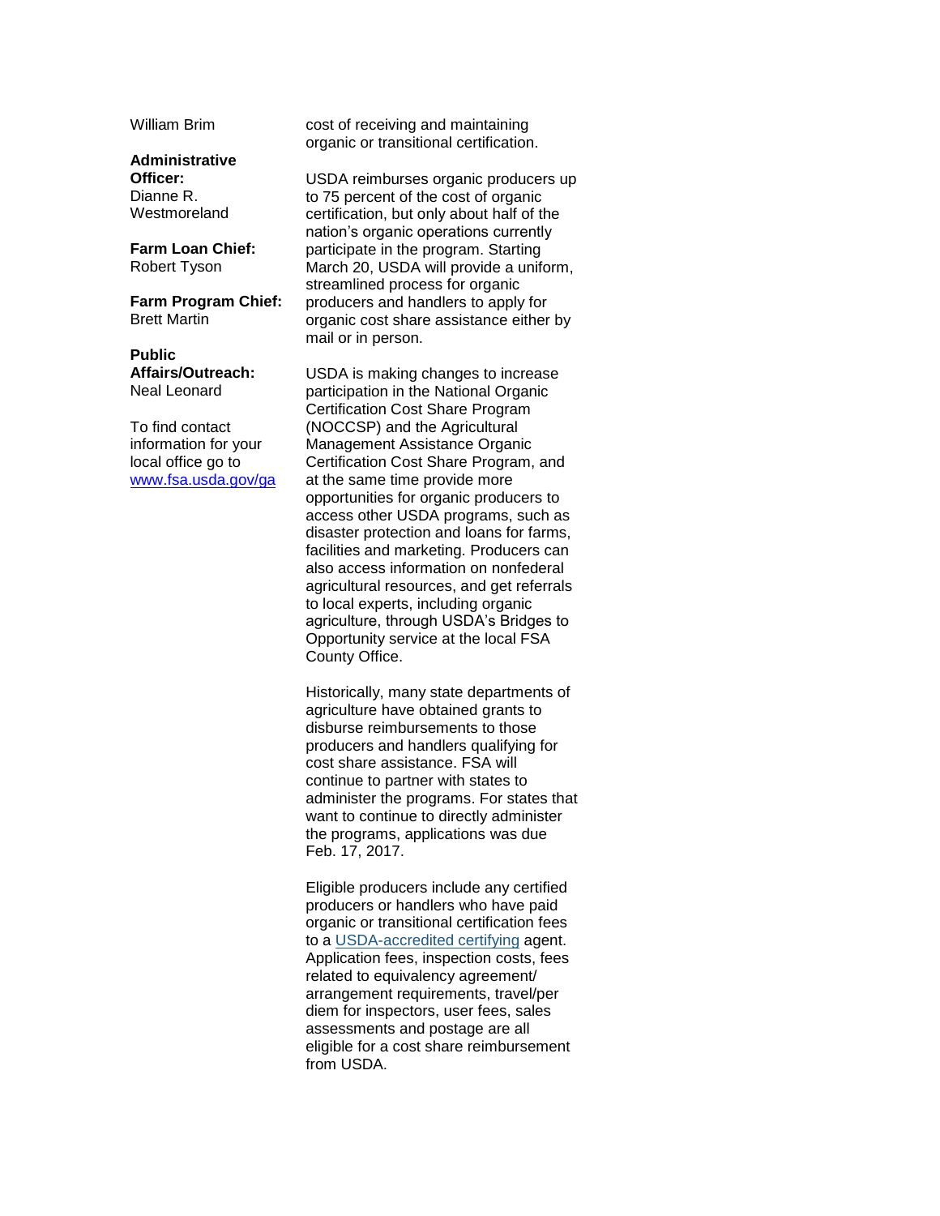William Brim

**Administrative Officer:**
Dianne R. Westmoreland

**Farm Loan Chief:**
Robert Tyson

**Farm Program Chief:**
Brett Martin

**Public Affairs/Outreach:**
Neal Leonard

To find contact information for your local office go to [www.fsa.usda.gov/ga](http://www.fsa.usda.gov/ga)

cost of receiving and maintaining organic or transitional certification.

USDA reimburses organic producers up to 75 percent of the cost of organic certification, but only about half of the nation's organic operations currently participate in the program. Starting March 20, USDA will provide a uniform, streamlined process for organic producers and handlers to apply for organic cost share assistance either by mail or in person.

USDA is making changes to increase participation in the National Organic Certification Cost Share Program (NOCCSP) and the Agricultural Management Assistance Organic Certification Cost Share Program, and at the same time provide more opportunities for organic producers to access other USDA programs, such as disaster protection and loans for farms, facilities and marketing. Producers can also access information on nonfederal agricultural resources, and get referrals to local experts, including organic agriculture, through USDA's Bridges to Opportunity service at the local FSA County Office.

Historically, many state departments of agriculture have obtained grants to disburse reimbursements to those producers and handlers qualifying for cost share assistance. FSA will continue to partner with states to administer the programs. For states that want to continue to directly administer the programs, applications was due Feb. 17, 2017.

Eligible producers include any certified producers or handlers who have paid organic or transitional certification fees to a USDA-accredited certifying agent. Application fees, inspection costs, fees related to equivalency agreement/ arrangement requirements, travel/per diem for inspectors, user fees, sales assessments and postage are all eligible for a cost share reimbursement from USDA.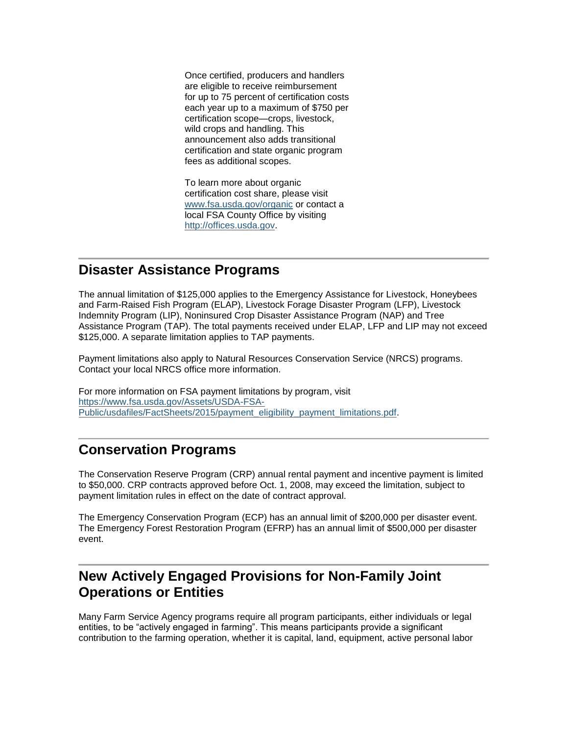Once certified, producers and handlers are eligible to receive reimbursement for up to 75 percent of certification costs each year up to a maximum of $750 per certification scope—crops, livestock, wild crops and handling. This announcement also adds transitional certification and state organic program fees as additional scopes.

To learn more about organic certification cost share, please visit [www.fsa.usda.gov/organic](www.fsa.usda.gov/organic) or contact a local FSA County Office by visiting [http://offices.usda.gov](http://offices.usda.gov).

## Disaster Assistance Programs

The annual limitation of $125,000 applies to the Emergency Assistance for Livestock, Honeybees and Farm-Raised Fish Program (ELAP), Livestock Forage Disaster Program (LFP), Livestock Indemnity Program (LIP), Noninsured Crop Disaster Assistance Program (NAP) and Tree Assistance Program (TAP). The total payments received under ELAP, LFP and LIP may not exceed $125,000. A separate limitation applies to TAP payments.

Payment limitations also apply to Natural Resources Conservation Service (NRCS) programs. Contact your local NRCS office more information.

For more information on FSA payment limitations by program, visit [https://www.fsa.usda.gov/Assets/USDA-FSA-Public/usdafiles/FactSheets/2015/payment_eligibility_payment_limitations.pdf](https://www.fsa.usda.gov/Assets/USDA-FSA-Public/usdafiles/FactSheets/2015/payment_eligibility_payment_limitations.pdf).

## Conservation Programs

The Conservation Reserve Program (CRP) annual rental payment and incentive payment is limited to $50,000. CRP contracts approved before Oct. 1, 2008, may exceed the limitation, subject to payment limitation rules in effect on the date of contract approval.

The Emergency Conservation Program (ECP) has an annual limit of $200,000 per disaster event. The Emergency Forest Restoration Program (EFRP) has an annual limit of $500,000 per disaster event.

## New Actively Engaged Provisions for Non-Family Joint Operations or Entities

Many Farm Service Agency programs require all program participants, either individuals or legal entities, to be "actively engaged in farming". This means participants provide a significant contribution to the farming operation, whether it is capital, land, equipment, active personal labor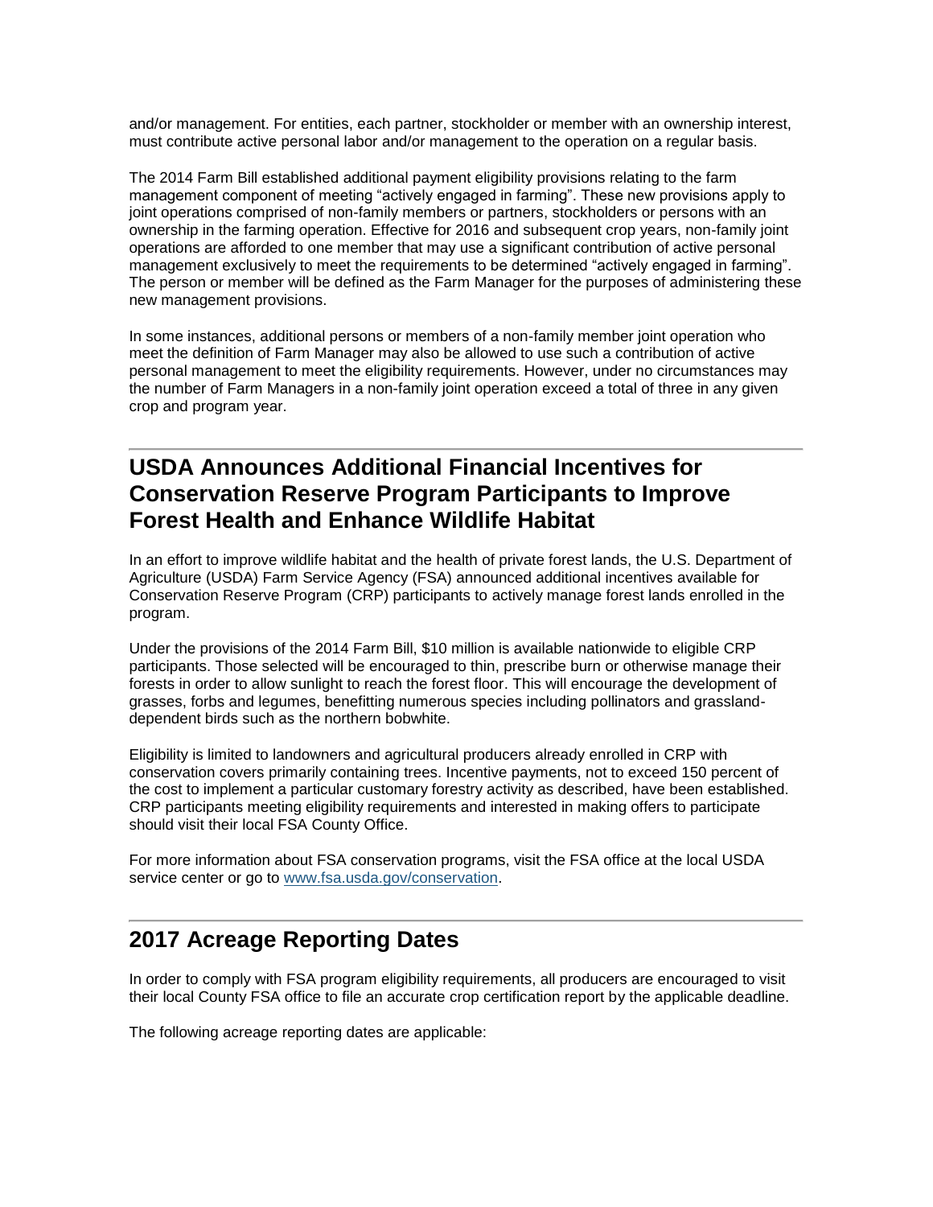and/or management. For entities, each partner, stockholder or member with an ownership interest, must contribute active personal labor and/or management to the operation on a regular basis.

The 2014 Farm Bill established additional payment eligibility provisions relating to the farm management component of meeting "actively engaged in farming". These new provisions apply to joint operations comprised of non-family members or partners, stockholders or persons with an ownership in the farming operation. Effective for 2016 and subsequent crop years, non-family joint operations are afforded to one member that may use a significant contribution of active personal management exclusively to meet the requirements to be determined "actively engaged in farming". The person or member will be defined as the Farm Manager for the purposes of administering these new management provisions.

In some instances, additional persons or members of a non-family member joint operation who meet the definition of Farm Manager may also be allowed to use such a contribution of active personal management to meet the eligibility requirements. However, under no circumstances may the number of Farm Managers in a non-family joint operation exceed a total of three in any given crop and program year.

---

## USDA Announces Additional Financial Incentives for Conservation Reserve Program Participants to Improve Forest Health and Enhance Wildlife Habitat

In an effort to improve wildlife habitat and the health of private forest lands, the U.S. Department of Agriculture (USDA) Farm Service Agency (FSA) announced additional incentives available for Conservation Reserve Program (CRP) participants to actively manage forest lands enrolled in the program.

Under the provisions of the 2014 Farm Bill, $10 million is available nationwide to eligible CRP participants. Those selected will be encouraged to thin, prescribe burn or otherwise manage their forests in order to allow sunlight to reach the forest floor. This will encourage the development of grasses, forbs and legumes, benefitting numerous species including pollinators and grassland-dependent birds such as the northern bobwhite.

Eligibility is limited to landowners and agricultural producers already enrolled in CRP with conservation covers primarily containing trees. Incentive payments, not to exceed 150 percent of the cost to implement a particular customary forestry activity as described, have been established. CRP participants meeting eligibility requirements and interested in making offers to participate should visit their local FSA County Office.

For more information about FSA conservation programs, visit the FSA office at the local USDA service center or go to [www.fsa.usda.gov/conservation](www.fsa.usda.gov/conservation).

---

## 2017 Acreage Reporting Dates

In order to comply with FSA program eligibility requirements, all producers are encouraged to visit their local County FSA office to file an accurate crop certification report by the applicable deadline.

The following acreage reporting dates are applicable: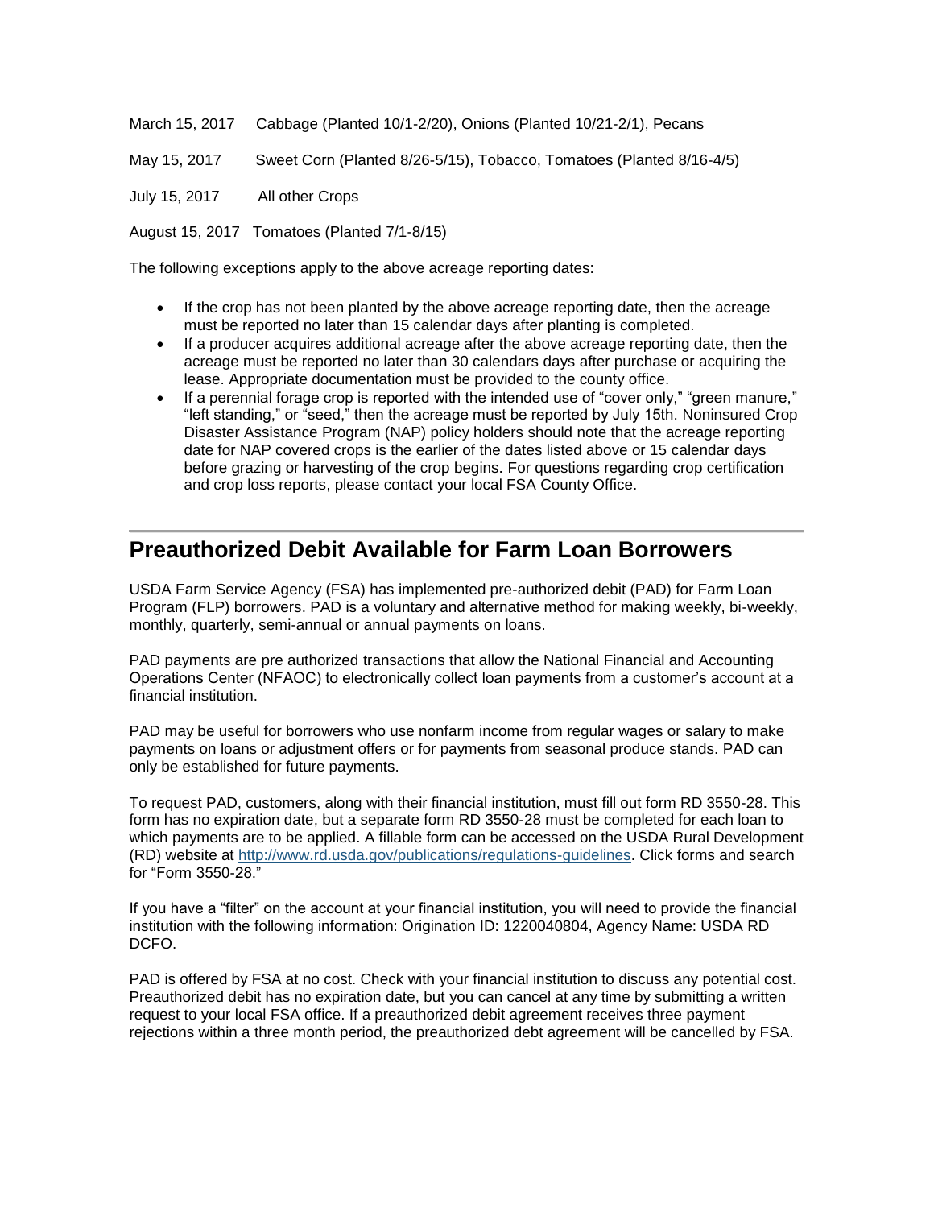March 15, 2017 Cabbage (Planted 10/1-2/20), Onions (Planted 10/21-2/1), Pecans

May 15, 2017 Sweet Corn (Planted 8/26-5/15), Tobacco, Tomatoes (Planted 8/16-4/5)

July 15, 2017 All other Crops

August 15, 2017 Tomatoes (Planted 7/1-8/15)

The following exceptions apply to the above acreage reporting dates:

- If the crop has not been planted by the above acreage reporting date, then the acreage must be reported no later than 15 calendar days after planting is completed.
- If a producer acquires additional acreage after the above acreage reporting date, then the acreage must be reported no later than 30 calendars days after purchase or acquiring the lease. Appropriate documentation must be provided to the county office.
- If a perennial forage crop is reported with the intended use of "cover only," "green manure," "left standing," or "seed," then the acreage must be reported by July 15th. Noninsured Crop Disaster Assistance Program (NAP) policy holders should note that the acreage reporting date for NAP covered crops is the earlier of the dates listed above or 15 calendar days before grazing or harvesting of the crop begins. For questions regarding crop certification and crop loss reports, please contact your local FSA County Office.

## Preauthorized Debit Available for Farm Loan Borrowers

USDA Farm Service Agency (FSA) has implemented pre-authorized debit (PAD) for Farm Loan Program (FLP) borrowers. PAD is a voluntary and alternative method for making weekly, bi-weekly, monthly, quarterly, semi-annual or annual payments on loans.

PAD payments are pre authorized transactions that allow the National Financial and Accounting Operations Center (NFAOC) to electronically collect loan payments from a customer's account at a financial institution.

PAD may be useful for borrowers who use nonfarm income from regular wages or salary to make payments on loans or adjustment offers or for payments from seasonal produce stands. PAD can only be established for future payments.

To request PAD, customers, along with their financial institution, must fill out form RD 3550-28. This form has no expiration date, but a separate form RD 3550-28 must be completed for each loan to which payments are to be applied. A fillable form can be accessed on the USDA Rural Development (RD) website at [http://www.rd.usda.gov/publications/regulations-guidelines](http://www.rd.usda.gov/publications/regulations-guidelines). Click forms and search for "Form 3550-28."

If you have a "filter" on the account at your financial institution, you will need to provide the financial institution with the following information: Origination ID: 1220040804, Agency Name: USDA RD DCFO.

PAD is offered by FSA at no cost. Check with your financial institution to discuss any potential cost. Preauthorized debit has no expiration date, but you can cancel at any time by submitting a written request to your local FSA office. If a preauthorized debit agreement receives three payment rejections within a three month period, the preauthorized debt agreement will be cancelled by FSA.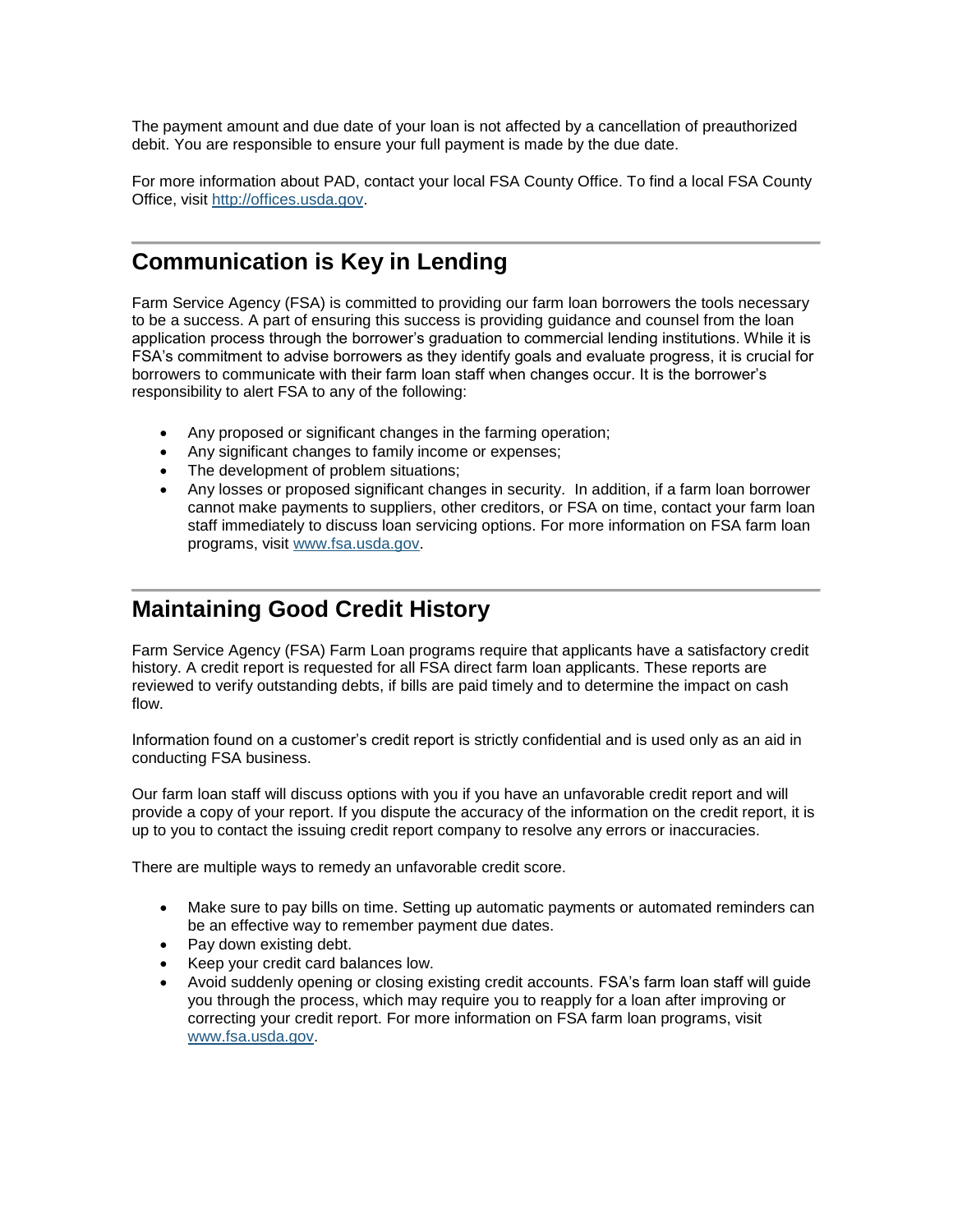The payment amount and due date of your loan is not affected by a cancellation of preauthorized debit. You are responsible to ensure your full payment is made by the due date.

For more information about PAD, contact your local FSA County Office. To find a local FSA County Office, visit [http://offices.usda.gov](http://offices.usda.gov).

## Communication is Key in Lending

Farm Service Agency (FSA) is committed to providing our farm loan borrowers the tools necessary to be a success. A part of ensuring this success is providing guidance and counsel from the loan application process through the borrower's graduation to commercial lending institutions. While it is FSA's commitment to advise borrowers as they identify goals and evaluate progress, it is crucial for borrowers to communicate with their farm loan staff when changes occur. It is the borrower's responsibility to alert FSA to any of the following:

- Any proposed or significant changes in the farming operation;
- Any significant changes to family income or expenses;
- The development of problem situations;
- Any losses or proposed significant changes in security. In addition, if a farm loan borrower cannot make payments to suppliers, other creditors, or FSA on time, contact your farm loan staff immediately to discuss loan servicing options. For more information on FSA farm loan programs, visit [www.fsa.usda.gov](http://www.fsa.usda.gov).

## Maintaining Good Credit History

Farm Service Agency (FSA) Farm Loan programs require that applicants have a satisfactory credit history. A credit report is requested for all FSA direct farm loan applicants. These reports are reviewed to verify outstanding debts, if bills are paid timely and to determine the impact on cash flow.

Information found on a customer's credit report is strictly confidential and is used only as an aid in conducting FSA business.

Our farm loan staff will discuss options with you if you have an unfavorable credit report and will provide a copy of your report. If you dispute the accuracy of the information on the credit report, it is up to you to contact the issuing credit report company to resolve any errors or inaccuracies.

There are multiple ways to remedy an unfavorable credit score.

- Make sure to pay bills on time. Setting up automatic payments or automated reminders can be an effective way to remember payment due dates.
- Pay down existing debt.
- Keep your credit card balances low.
- Avoid suddenly opening or closing existing credit accounts. FSA's farm loan staff will guide you through the process, which may require you to reapply for a loan after improving or correcting your credit report. For more information on FSA farm loan programs, visit [www.fsa.usda.gov](http://www.fsa.usda.gov).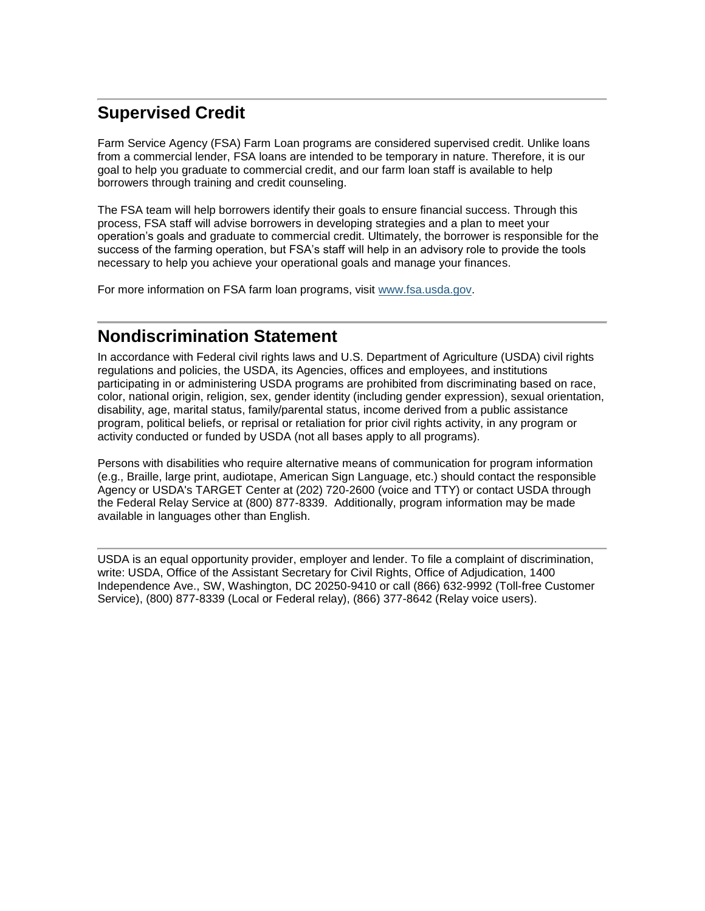## Supervised Credit

Farm Service Agency (FSA) Farm Loan programs are considered supervised credit. Unlike loans from a commercial lender, FSA loans are intended to be temporary in nature. Therefore, it is our goal to help you graduate to commercial credit, and our farm loan staff is available to help borrowers through training and credit counseling.

The FSA team will help borrowers identify their goals to ensure financial success. Through this process, FSA staff will advise borrowers in developing strategies and a plan to meet your operation's goals and graduate to commercial credit. Ultimately, the borrower is responsible for the success of the farming operation, but FSA's staff will help in an advisory role to provide the tools necessary to help you achieve your operational goals and manage your finances.

For more information on FSA farm loan programs, visit [www.fsa.usda.gov](http://www.fsa.usda.gov).

## Nondiscrimination Statement

In accordance with Federal civil rights laws and U.S. Department of Agriculture (USDA) civil rights regulations and policies, the USDA, its Agencies, offices and employees, and institutions participating in or administering USDA programs are prohibited from discriminating based on race, color, national origin, religion, sex, gender identity (including gender expression), sexual orientation, disability, age, marital status, family/parental status, income derived from a public assistance program, political beliefs, or reprisal or retaliation for prior civil rights activity, in any program or activity conducted or funded by USDA (not all bases apply to all programs).

Persons with disabilities who require alternative means of communication for program information (e.g., Braille, large print, audiotape, American Sign Language, etc.) should contact the responsible Agency or USDA's TARGET Center at (202) 720-2600 (voice and TTY) or contact USDA through the Federal Relay Service at (800) 877-8339. Additionally, program information may be made available in languages other than English.

---

USDA is an equal opportunity provider, employer and lender. To file a complaint of discrimination, write: USDA, Office of the Assistant Secretary for Civil Rights, Office of Adjudication, 1400 Independence Ave., SW, Washington, DC 20250-9410 or call (866) 632-9992 (Toll-free Customer Service), (800) 877-8339 (Local or Federal relay), (866) 377-8642 (Relay voice users).